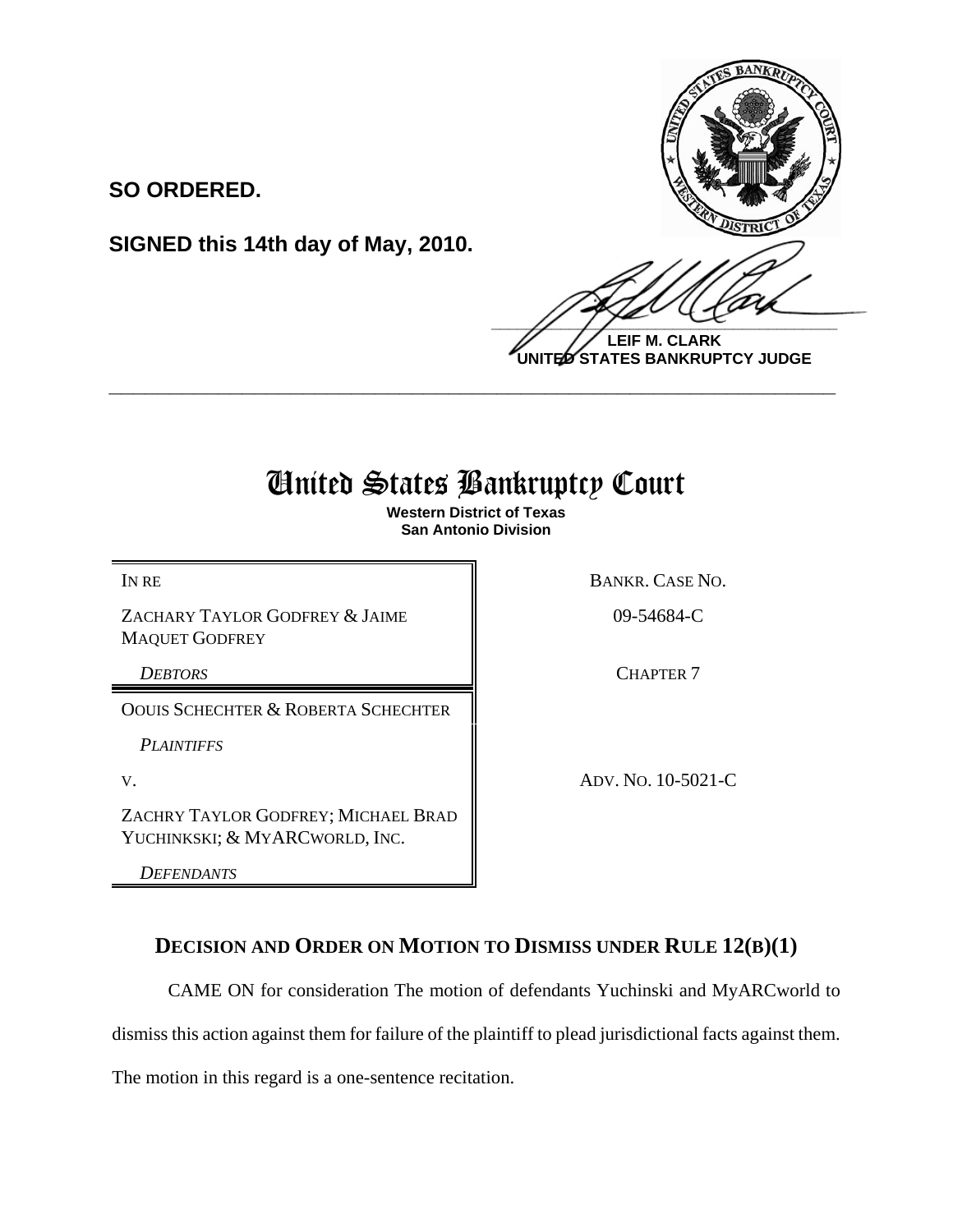**SO ORDERED.**

**SIGNED this 14th day of May, 2010.**

**LEIF M. CLARK**
**UNITED STATES BANKRUPTCY JUDGE**

---

# United States Bankruptcy Court

**Western District of Texas**
**San Antonio Division**

| | |
|---|---|
| IN RE | BANKR. CASE NO. |
| ZACHARY TAYLOR GODFREY & JAIME MAQUET GODFREY | 09-54684-C |
| *DEBTORS* | CHAPTER 7 |
| OOUIS SCHECHTER & ROBERTA SCHECHTER | |
| *PLAINTIFFS* | |
| V. | ADV. NO. 10-5021-C |
| ZACHRY TAYLOR GODFREY; MICHAEL BRAD YUCHINKSKI; & MYARCWORLD, INC. | |
| *DEFENDANTS* | |

## DECISION AND ORDER ON MOTION TO DISMISS UNDER RULE 12(B)(1)

CAME ON for consideration The motion of defendants Yuchinski and MyARCworld to dismiss this action against them for failure of the plaintiff to plead jurisdictional facts against them. The motion in this regard is a one-sentence recitation.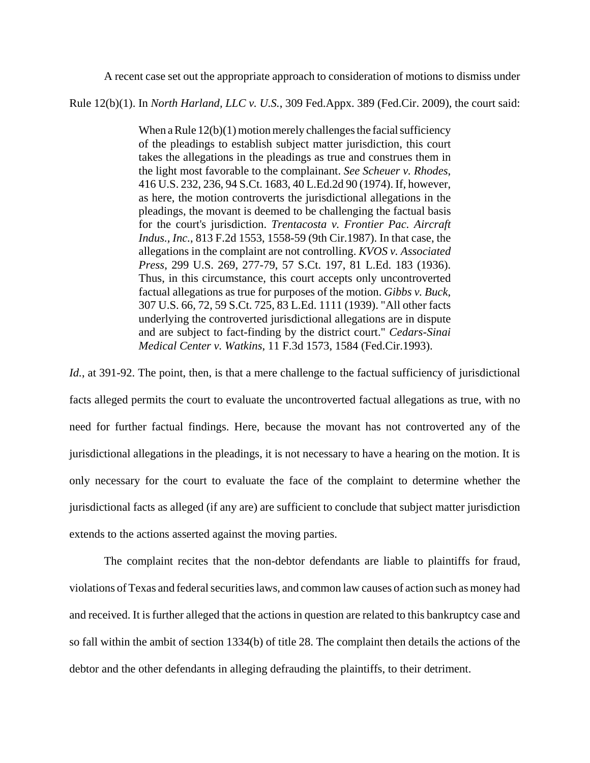A recent case set out the appropriate approach to consideration of motions to dismiss under Rule 12(b)(1). In *North Harland, LLC v. U.S.*, 309 Fed.Appx. 389 (Fed.Cir. 2009), the court said:

> When a Rule 12(b)(1) motion merely challenges the facial sufficiency of the pleadings to establish subject matter jurisdiction, this court takes the allegations in the pleadings as true and construes them in the light most favorable to the complainant. *See Scheuer v. Rhodes*, 416 U.S. 232, 236, 94 S.Ct. 1683, 40 L.Ed.2d 90 (1974). If, however, as here, the motion controverts the jurisdictional allegations in the pleadings, the movant is deemed to be challenging the factual basis for the court's jurisdiction. *Trentacosta v. Frontier Pac. Aircraft Indus., Inc.*, 813 F.2d 1553, 1558-59 (9th Cir.1987). In that case, the allegations in the complaint are not controlling. *KVOS v. Associated Press*, 299 U.S. 269, 277-79, 57 S.Ct. 197, 81 L.Ed. 183 (1936). Thus, in this circumstance, this court accepts only uncontroverted factual allegations as true for purposes of the motion. *Gibbs v. Buck*, 307 U.S. 66, 72, 59 S.Ct. 725, 83 L.Ed. 1111 (1939). "All other facts underlying the controverted jurisdictional allegations are in dispute and are subject to fact-finding by the district court." *Cedars-Sinai Medical Center v. Watkins*, 11 F.3d 1573, 1584 (Fed.Cir.1993).

*Id.*, at 391-92. The point, then, is that a mere challenge to the factual sufficiency of jurisdictional facts alleged permits the court to evaluate the uncontroverted factual allegations as true, with no need for further factual findings. Here, because the movant has not controverted any of the jurisdictional allegations in the pleadings, it is not necessary to have a hearing on the motion. It is only necessary for the court to evaluate the face of the complaint to determine whether the jurisdictional facts as alleged (if any are) are sufficient to conclude that subject matter jurisdiction extends to the actions asserted against the moving parties.

The complaint recites that the non-debtor defendants are liable to plaintiffs for fraud, violations of Texas and federal securities laws, and common law causes of action such as money had and received. It is further alleged that the actions in question are related to this bankruptcy case and so fall within the ambit of section 1334(b) of title 28. The complaint then details the actions of the debtor and the other defendants in alleging defrauding the plaintiffs, to their detriment.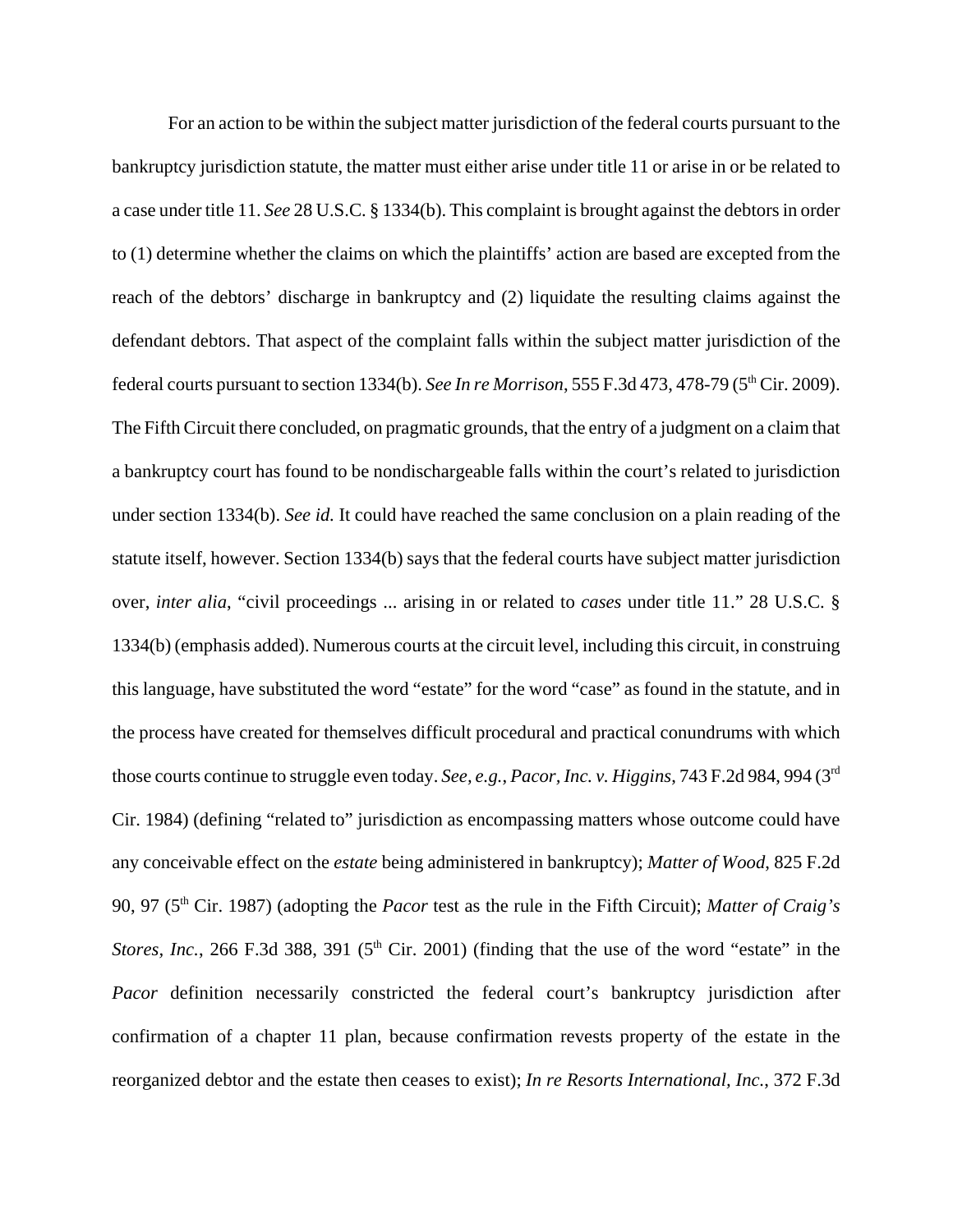For an action to be within the subject matter jurisdiction of the federal courts pursuant to the bankruptcy jurisdiction statute, the matter must either arise under title 11 or arise in or be related to a case under title 11. *See* 28 U.S.C. § 1334(b). This complaint is brought against the debtors in order to (1) determine whether the claims on which the plaintiffs' action are based are excepted from the reach of the debtors' discharge in bankruptcy and (2) liquidate the resulting claims against the defendant debtors. That aspect of the complaint falls within the subject matter jurisdiction of the federal courts pursuant to section 1334(b). *See In re Morrison*, 555 F.3d 473, 478-79 (5th Cir. 2009). The Fifth Circuit there concluded, on pragmatic grounds, that the entry of a judgment on a claim that a bankruptcy court has found to be nondischargeable falls within the court's related to jurisdiction under section 1334(b). *See id.* It could have reached the same conclusion on a plain reading of the statute itself, however. Section 1334(b) says that the federal courts have subject matter jurisdiction over, *inter alia*, "civil proceedings ... arising in or related to *cases* under title 11." 28 U.S.C. § 1334(b) (emphasis added). Numerous courts at the circuit level, including this circuit, in construing this language, have substituted the word "estate" for the word "case" as found in the statute, and in the process have created for themselves difficult procedural and practical conundrums with which those courts continue to struggle even today. *See, e.g., Pacor, Inc. v. Higgins*, 743 F.2d 984, 994 (3rd Cir. 1984) (defining "related to" jurisdiction as encompassing matters whose outcome could have any conceivable effect on the *estate* being administered in bankruptcy); *Matter of Wood*, 825 F.2d 90, 97 (5th Cir. 1987) (adopting the *Pacor* test as the rule in the Fifth Circuit); *Matter of Craig's Stores, Inc.*, 266 F.3d 388, 391 (5th Cir. 2001) (finding that the use of the word "estate" in the *Pacor* definition necessarily constricted the federal court's bankruptcy jurisdiction after confirmation of a chapter 11 plan, because confirmation revests property of the estate in the reorganized debtor and the estate then ceases to exist); *In re Resorts International, Inc.*, 372 F.3d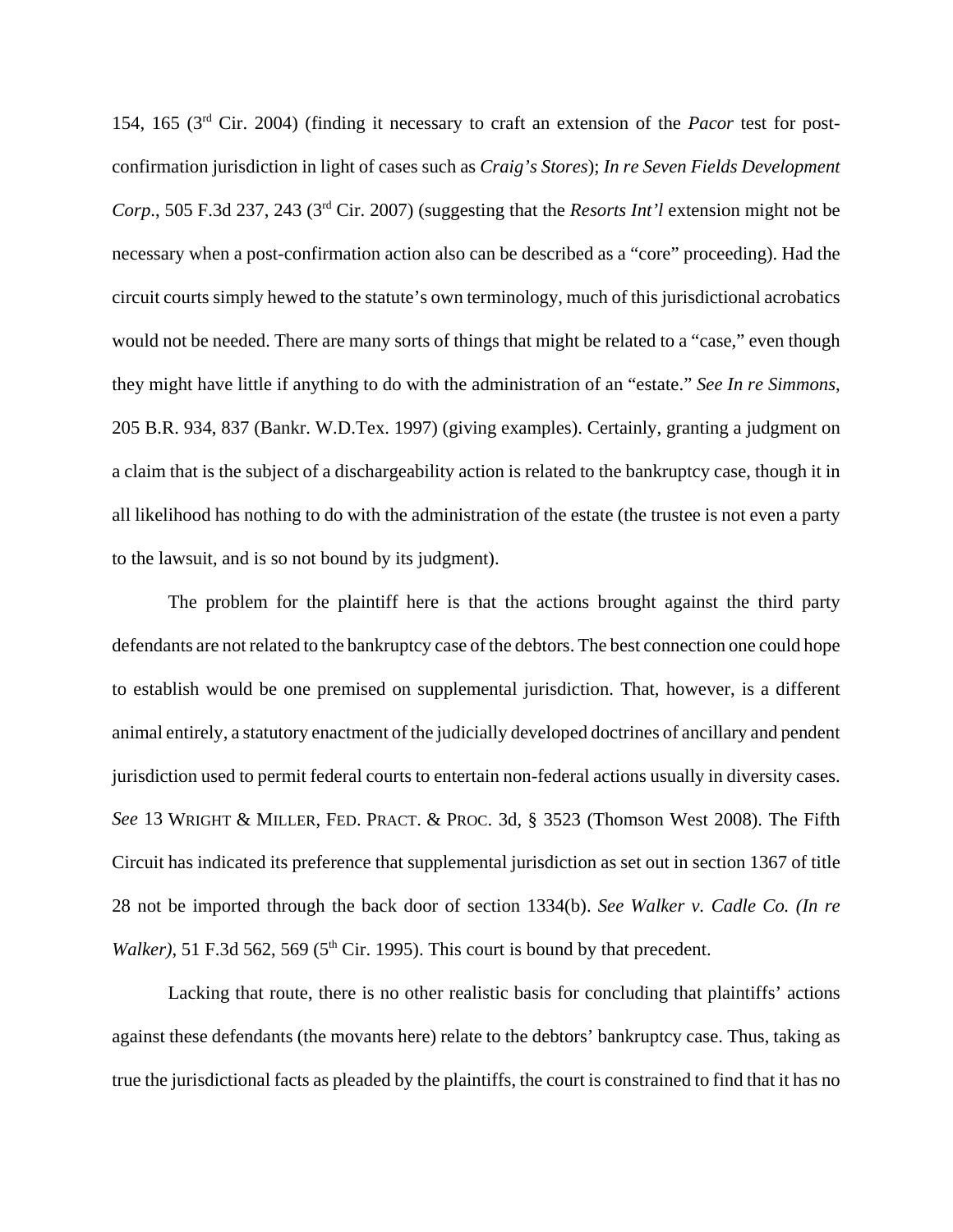154, 165 (3rd Cir. 2004) (finding it necessary to craft an extension of the *Pacor* test for post-confirmation jurisdiction in light of cases such as *Craig's Stores*); *In re Seven Fields Development Corp.*, 505 F.3d 237, 243 (3rd Cir. 2007) (suggesting that the *Resorts Int'l* extension might not be necessary when a post-confirmation action also can be described as a "core" proceeding). Had the circuit courts simply hewed to the statute's own terminology, much of this jurisdictional acrobatics would not be needed. There are many sorts of things that might be related to a "case," even though they might have little if anything to do with the administration of an "estate." *See In re Simmons*, 205 B.R. 934, 837 (Bankr. W.D.Tex. 1997) (giving examples). Certainly, granting a judgment on a claim that is the subject of a dischargeability action is related to the bankruptcy case, though it in all likelihood has nothing to do with the administration of the estate (the trustee is not even a party to the lawsuit, and is so not bound by its judgment).

The problem for the plaintiff here is that the actions brought against the third party defendants are not related to the bankruptcy case of the debtors. The best connection one could hope to establish would be one premised on supplemental jurisdiction. That, however, is a different animal entirely, a statutory enactment of the judicially developed doctrines of ancillary and pendent jurisdiction used to permit federal courts to entertain non-federal actions usually in diversity cases. *See* 13 WRIGHT & MILLER, FED. PRACT. & PROC. 3d, § 3523 (Thomson West 2008). The Fifth Circuit has indicated its preference that supplemental jurisdiction as set out in section 1367 of title 28 not be imported through the back door of section 1334(b). *See Walker v. Cadle Co. (In re Walker)*, 51 F.3d 562, 569 (5th Cir. 1995). This court is bound by that precedent.

Lacking that route, there is no other realistic basis for concluding that plaintiffs' actions against these defendants (the movants here) relate to the debtors' bankruptcy case. Thus, taking as true the jurisdictional facts as pleaded by the plaintiffs, the court is constrained to find that it has no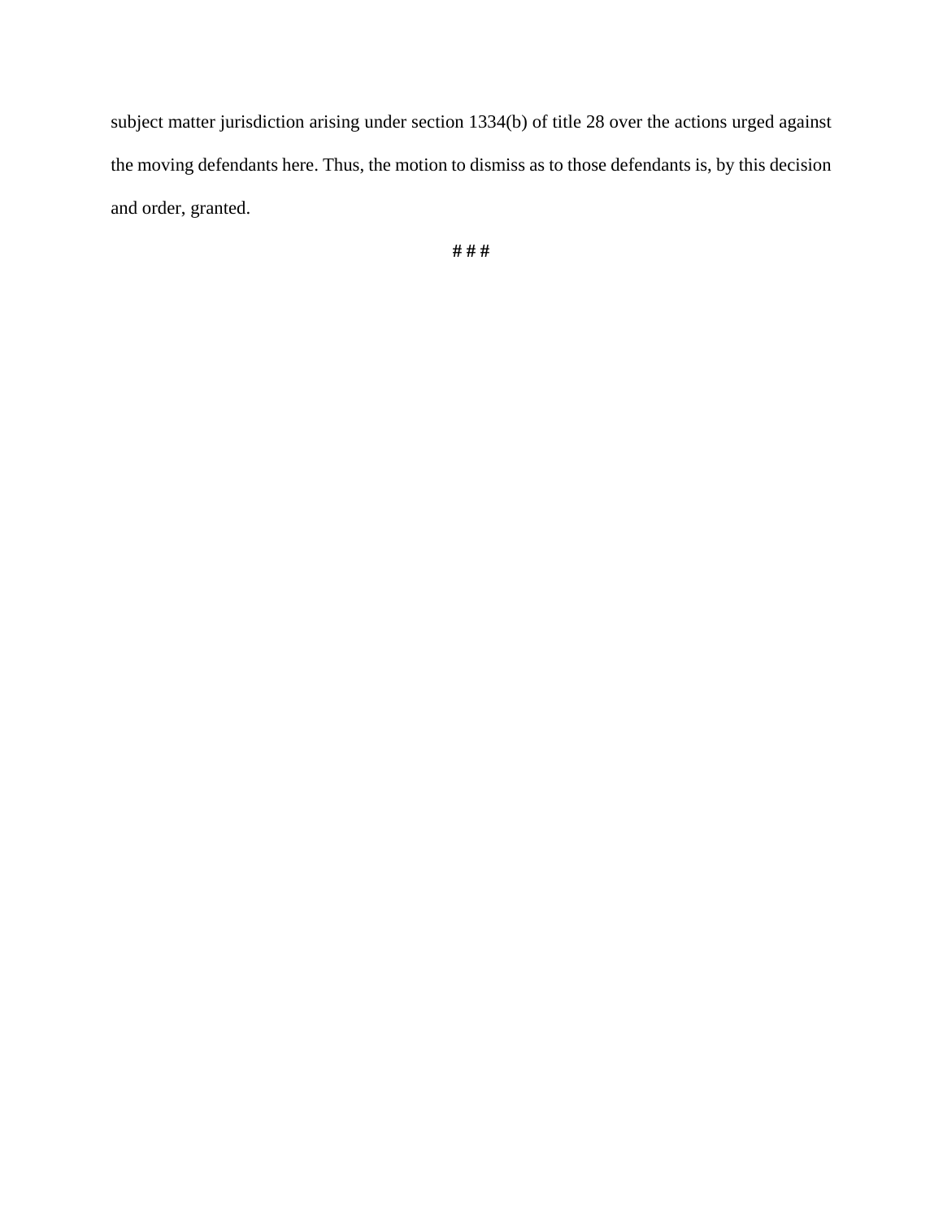subject matter jurisdiction arising under section 1334(b) of title 28 over the actions urged against the moving defendants here. Thus, the motion to dismiss as to those defendants is, by this decision and order, granted.

# # #